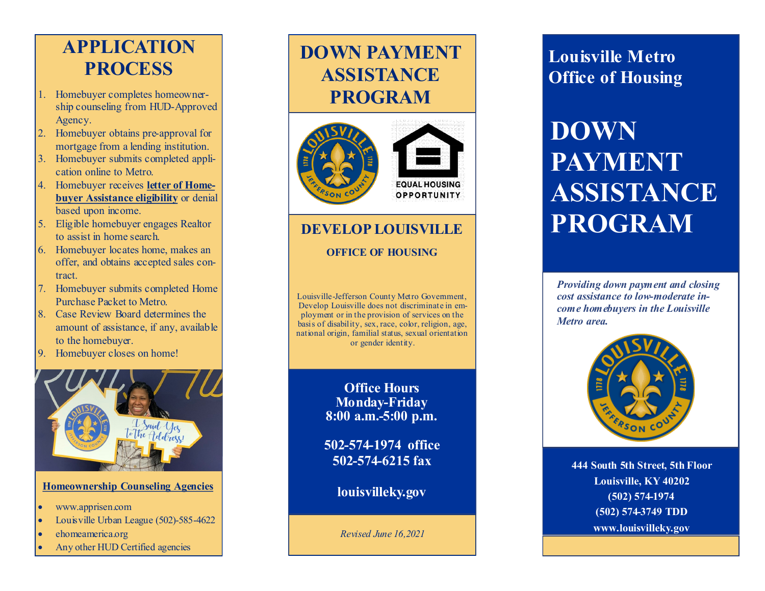## APPLICATION PROCESS

1. Homebuyer completes homeownership counseling from HUD-Approved Agency.
2. Homebuyer obtains pre-approval for mortgage from a lending institution.
3. Homebuyer submits completed application online to Metro.
4. Homebuyer receives **letter of Homebuyer Assistance eligibility** or denial based upon income.
5. Eligible homebuyer engages Realtor to assist in home search.
6. Homebuyer locates home, makes an offer, and obtains accepted sales contract.
7. Homebuyer submits completed Home Purchase Packet to Metro.
8. Case Review Board determines the amount of assistance, if any, available to the homebuyer.
9. Homebuyer closes on home!

**Homeownership Counseling Agencies**

- www.apprisen.com
- Louisville Urban League (502)-585-4622
- ehomeamerica.org
- Any other HUD Certified agencies

# DOWN PAYMENT ASSISTANCE PROGRAM

EQUAL HOUSING OPPORTUNITY

## DEVELOP LOUISVILLE

### OFFICE OF HOUSING

Louisville-Jefferson County Metro Government, Develop Louisville does not discriminate in employment or in the provision of services on the basis of disability, sex, race, color, religion, age, national origin, familial status, sexual orientation or gender identity.

**Office Hours**
**Monday-Friday**
**8:00 a.m.-5:00 p.m.**

**502-574-1974 office**
**502-574-6215 fax**

**louisvilleky.gov**

*Revised June 16,2021*

## Louisville Metro Office of Housing

# DOWN PAYMENT ASSISTANCE PROGRAM

***Providing down payment and closing cost assistance to low-moderate income homebuyers in the Louisville Metro area.***

**444 South 5th Street, 5th Floor**
**Louisville, KY 40202**
**(502) 574-1974**
**(502) 574-3749 TDD**
**www.louisvilleky.gov**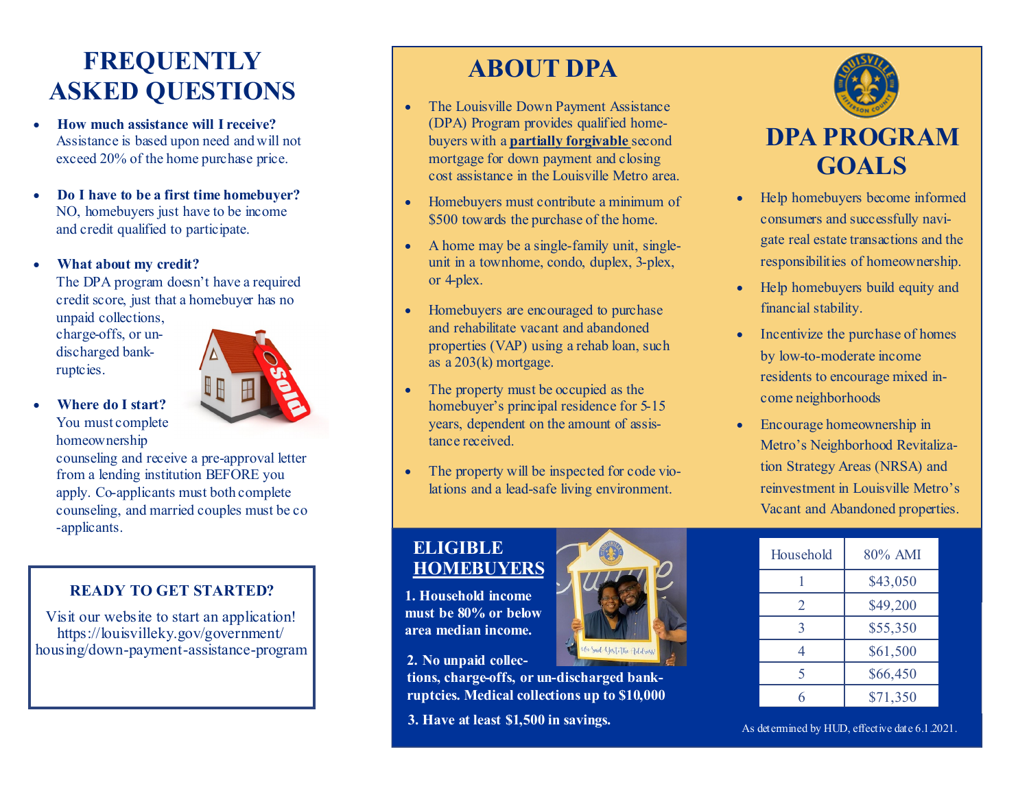# FREQUENTLY ASKED QUESTIONS

- **How much assistance will I receive?** Assistance is based upon need and will not exceed 20% of the home purchase price.
- **Do I have to be a first time homebuyer?** NO, homebuyers just have to be income and credit qualified to participate.
- **What about my credit?** The DPA program doesn't have a required credit score, just that a homebuyer has no unpaid collections, charge-offs, or un-discharged bankruptcies.
- **Where do I start?** You must complete homeownership counseling and receive a pre-approval letter from a lending institution BEFORE you apply. Co-applicants must both complete counseling, and married couples must be co-applicants.

### READY TO GET STARTED?

Visit our website to start an application!
https://louisvilleky.gov/government/housing/down-payment-assistance-program

# ABOUT DPA

- The Louisville Down Payment Assistance (DPA) Program provides qualified homebuyers with a **partially forgivable** second mortgage for down payment and closing cost assistance in the Louisville Metro area.
- Homebuyers must contribute a minimum of $500 towards the purchase of the home.
- A home may be a single-family unit, single-unit in a townhome, condo, duplex, 3-plex, or 4-plex.
- Homebuyers are encouraged to purchase and rehabilitate vacant and abandoned properties (VAP) using a rehab loan, such as a 203(k) mortgage.
- The property must be occupied as the homebuyer's principal residence for 5-15 years, dependent on the amount of assistance received.
- The property will be inspected for code violations and a lead-safe living environment.

# DPA PROGRAM GOALS

- Help homebuyers become informed consumers and successfully navigate real estate transactions and the responsibilities of homeownership.
- Help homebuyers build equity and financial stability.
- Incentivize the purchase of homes by low-to-moderate income residents to encourage mixed income neighborhoods
- Encourage homeownership in Metro's Neighborhood Revitalization Strategy Areas (NRSA) and reinvestment in Louisville Metro's Vacant and Abandoned properties.

## ELIGIBLE HOMEBUYERS

**1. Household income must be 80% or below area median income.**

**2. No unpaid collections, charge-offs, or un-discharged bankruptcies. Medical collections up to $10,000**

**3. Have at least $1,500 in savings.**

| Household | 80% AMI |
|---|---|
| 1 | $43,050 |
| 2 | $49,200 |
| 3 | $55,350 |
| 4 | $61,500 |
| 5 | $66,450 |
| 6 | $71,350 |

As determined by HUD, effective date 6.1.2021.